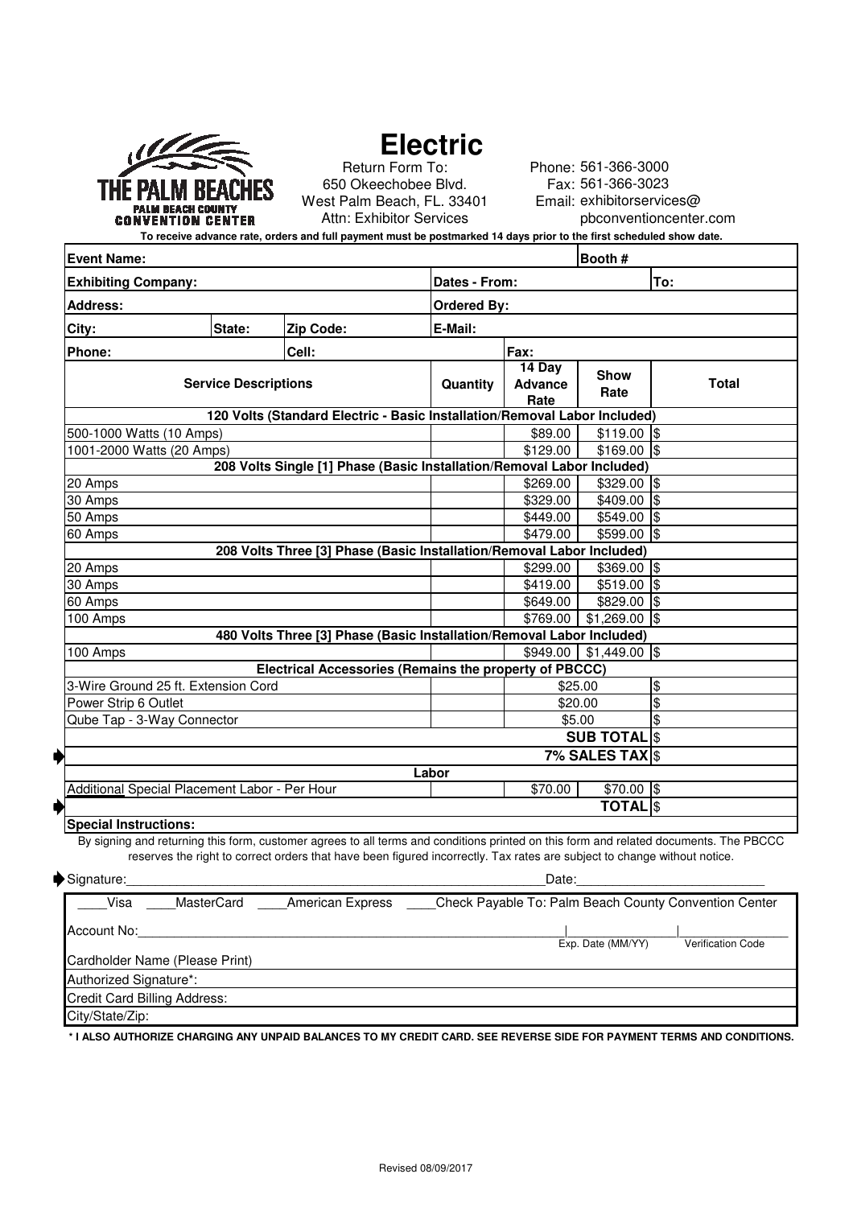THE PALM BEACHES
PALM BEACH COUNTY
CONVENTION CENTER

# Electric

Return Form To:
650 Okeechobee Blvd.
West Palm Beach, FL. 33401
Attn: Exhibitor Services

Phone: 561-366-3000
Fax: 561-366-3023
Email: exhibitorservices@pbconventioncenter.com

**To receive advance rate, orders and full payment must be postmarked 14 days prior to the first scheduled show date.**

| | | | | | | |
|---|---|---|---|---|---|---|
| **Event Name:** | | | | | **Booth #** | |
| **Exhibiting Company:** | | | **Dates - From:** | | | **To:** |
| **Address:** | | | **Ordered By:** | | | |
| **City:** | **State:** | **Zip Code:** | **E-Mail:** | | | |
| **Phone:** | | **Cell:** | | **Fax:** | | |

| Service Descriptions | Quantity | 14 Day Advance Rate | Show Rate | Total |
|---|---|---|---|---|
| **120 Volts (Standard Electric - Basic Installation/Removal Labor Included)** | | | | |
| 500-1000 Watts (10 Amps) | | $89.00 | $119.00 | $ |
| 1001-2000 Watts (20 Amps) | | $129.00 | $169.00 | $ |
| **208 Volts Single [1] Phase (Basic Installation/Removal Labor Included)** | | | | |
| 20 Amps | | $269.00 | $329.00 | $ |
| 30 Amps | | $329.00 | $409.00 | $ |
| 50 Amps | | $449.00 | $549.00 | $ |
| 60 Amps | | $479.00 | $599.00 | $ |
| **208 Volts Three [3] Phase (Basic Installation/Removal Labor Included)** | | | | |
| 20 Amps | | $299.00 | $369.00 | $ |
| 30 Amps | | $419.00 | $519.00 | $ |
| 60 Amps | | $649.00 | $829.00 | $ |
| 100 Amps | | $769.00 | $1,269.00 | $ |
| **480 Volts Three [3] Phase (Basic Installation/Removal Labor Included)** | | | | |
| 100 Amps | | $949.00 | $1,449.00 | $ |
| **Electrical Accessories (Remains the property of PBCCC)** | | | | |
| 3-Wire Ground 25 ft. Extension Cord | | $25.00 | | $ |
| Power Strip 6 Outlet | | $20.00 | | $ |
| Qube Tap - 3-Way Connector | | $5.00 | | $ |
| | | | **SUB TOTAL** | $ |
| | | | **7% SALES TAX** | $ |
| **Labor** | | | | |
| Additional Special Placement Labor - Per Hour | | $70.00 | $70.00 | $ |
| | | | **TOTAL** | $ |

**Special Instructions:**

By signing and returning this form, customer agrees to all terms and conditions printed on this form and related documents. The PBCCC reserves the right to correct orders that have been figured incorrectly. Tax rates are subject to change without notice.

Signature:______________________________ Date:______________________

____Visa ____MasterCard ____American Express ____Check Payable To: Palm Beach County Convention Center

Account No:______________________________ |______________ Exp. Date (MM/YY) |______________ Verification Code

Cardholder Name (Please Print)

Authorized Signature*:

Credit Card Billing Address:

City/State/Zip:

**\* I ALSO AUTHORIZE CHARGING ANY UNPAID BALANCES TO MY CREDIT CARD. SEE REVERSE SIDE FOR PAYMENT TERMS AND CONDITIONS.**

Revised 08/09/2017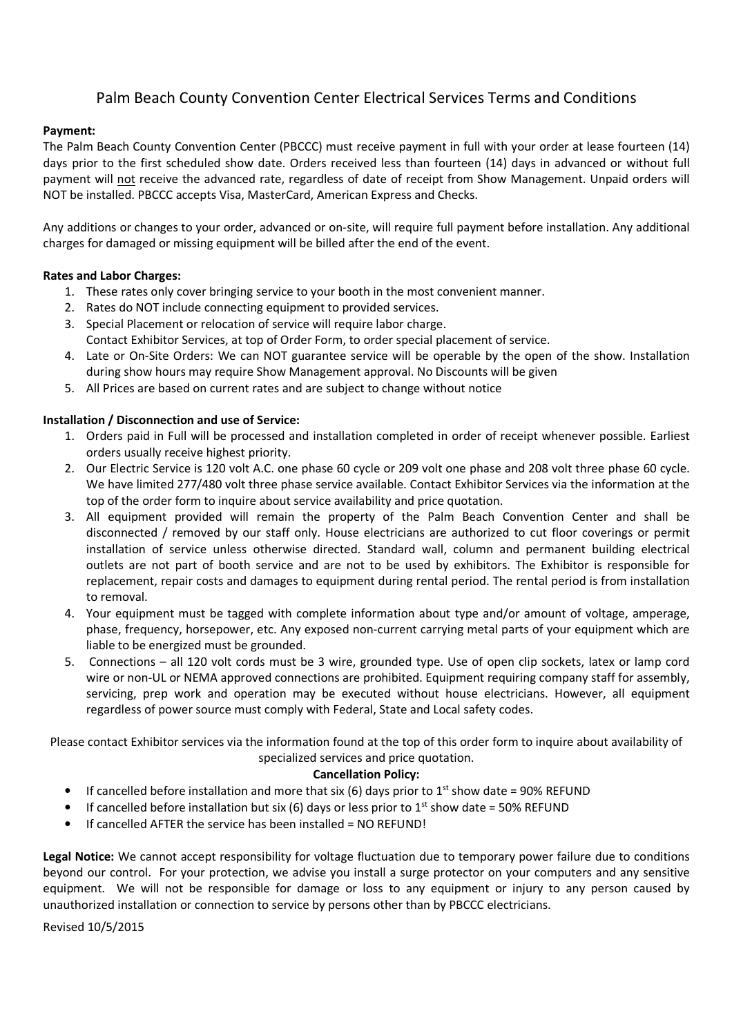# Palm Beach County Convention Center Electrical Services Terms and Conditions

**Payment:**

The Palm Beach County Convention Center (PBCCC) must receive payment in full with your order at lease fourteen (14) days prior to the first scheduled show date. Orders received less than fourteen (14) days in advanced or without full payment will not receive the advanced rate, regardless of date of receipt from Show Management. Unpaid orders will NOT be installed. PBCCC accepts Visa, MasterCard, American Express and Checks.

Any additions or changes to your order, advanced or on-site, will require full payment before installation. Any additional charges for damaged or missing equipment will be billed after the end of the event.

**Rates and Labor Charges:**

1. These rates only cover bringing service to your booth in the most convenient manner.
2. Rates do NOT include connecting equipment to provided services.
3. Special Placement or relocation of service will require labor charge.
   Contact Exhibitor Services, at top of Order Form, to order special placement of service.
4. Late or On-Site Orders: We can NOT guarantee service will be operable by the open of the show. Installation during show hours may require Show Management approval. No Discounts will be given
5. All Prices are based on current rates and are subject to change without notice

**Installation / Disconnection and use of Service:**

1. Orders paid in Full will be processed and installation completed in order of receipt whenever possible. Earliest orders usually receive highest priority.
2. Our Electric Service is 120 volt A.C. one phase 60 cycle or 209 volt one phase and 208 volt three phase 60 cycle. We have limited 277/480 volt three phase service available. Contact Exhibitor Services via the information at the top of the order form to inquire about service availability and price quotation.
3. All equipment provided will remain the property of the Palm Beach Convention Center and shall be disconnected / removed by our staff only. House electricians are authorized to cut floor coverings or permit installation of service unless otherwise directed. Standard wall, column and permanent building electrical outlets are not part of booth service and are not to be used by exhibitors. The Exhibitor is responsible for replacement, repair costs and damages to equipment during rental period. The rental period is from installation to removal.
4. Your equipment must be tagged with complete information about type and/or amount of voltage, amperage, phase, frequency, horsepower, etc. Any exposed non-current carrying metal parts of your equipment which are liable to be energized must be grounded.
5. Connections – all 120 volt cords must be 3 wire, grounded type. Use of open clip sockets, latex or lamp cord wire or non-UL or NEMA approved connections are prohibited. Equipment requiring company staff for assembly, servicing, prep work and operation may be executed without house electricians. However, all equipment regardless of power source must comply with Federal, State and Local safety codes.

Please contact Exhibitor services via the information found at the top of this order form to inquire about availability of specialized services and price quotation.

**Cancellation Policy:**

- If cancelled before installation and more that six (6) days prior to 1st show date = 90% REFUND
- If cancelled before installation but six (6) days or less prior to 1st show date = 50% REFUND
- If cancelled AFTER the service has been installed = NO REFUND!

**Legal Notice:** We cannot accept responsibility for voltage fluctuation due to temporary power failure due to conditions beyond our control. For your protection, we advise you install a surge protector on your computers and any sensitive equipment. We will not be responsible for damage or loss to any equipment or injury to any person caused by unauthorized installation or connection to service by persons other than by PBCCC electricians.

Revised 10/5/2015